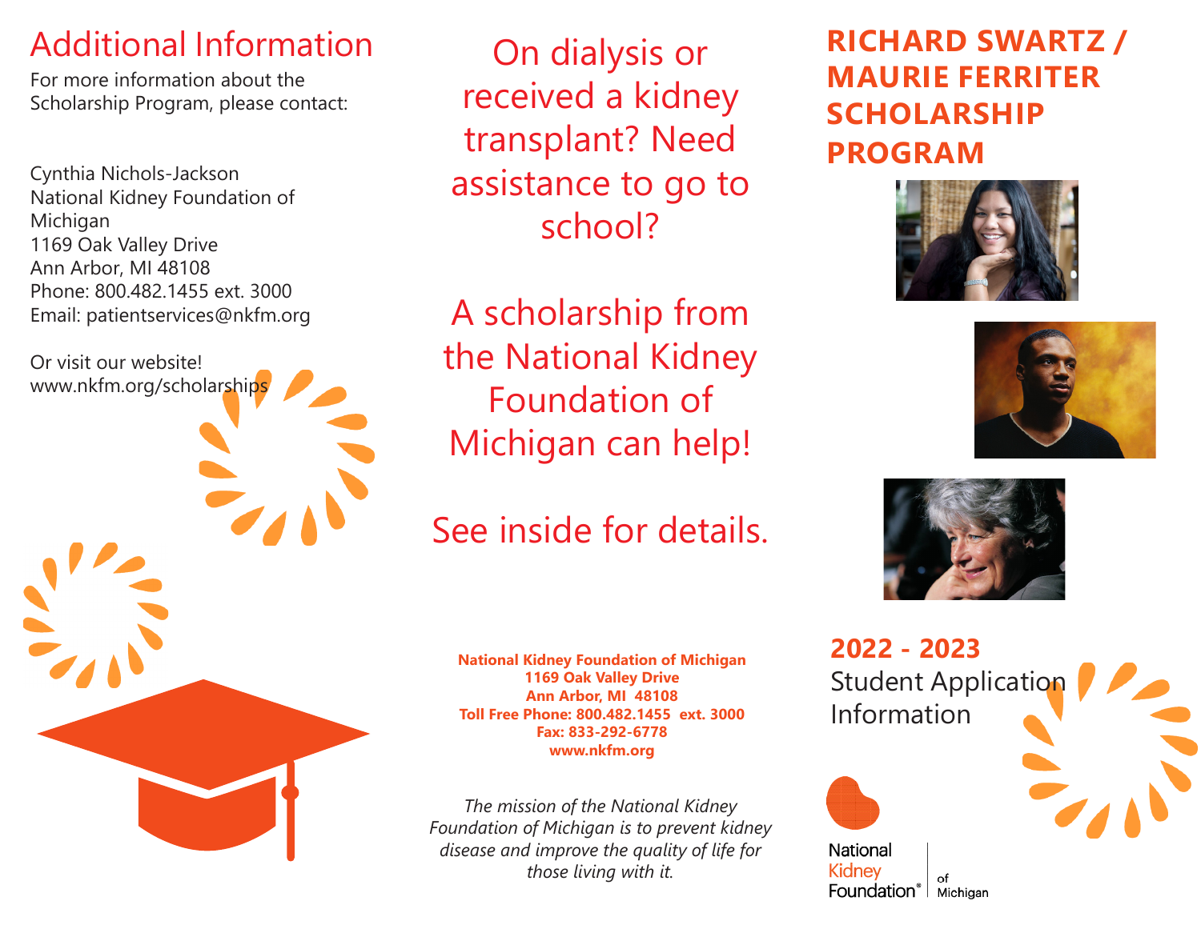# RICHARD SWARTZ / MAURIE FERRITER SCHOLARSHIP PROGRAM

## 2022 - 2023

Student Application Information

National Kidney Foundation® of Michigan

On dialysis or received a kidney transplant? Need assistance to go to school?

A scholarship from the National Kidney Foundation of Michigan can help!

See inside for details.

**National Kidney Foundation of Michigan**
**1169 Oak Valley Drive**
**Ann Arbor, MI 48108**
**Toll Free Phone: 800.482.1455 ext. 3000**
**Fax: 833-292-6778**
**www.nkfm.org**

*The mission of the National Kidney Foundation of Michigan is to prevent kidney disease and improve the quality of life for those living with it.*

## Additional Information

For more information about the Scholarship Program, please contact:

Cynthia Nichols-Jackson
National Kidney Foundation of Michigan
1169 Oak Valley Drive
Ann Arbor, MI 48108
Phone: 800.482.1455 ext. 3000
Email: patientservices@nkfm.org

Or visit our website!
www.nkfm.org/scholarships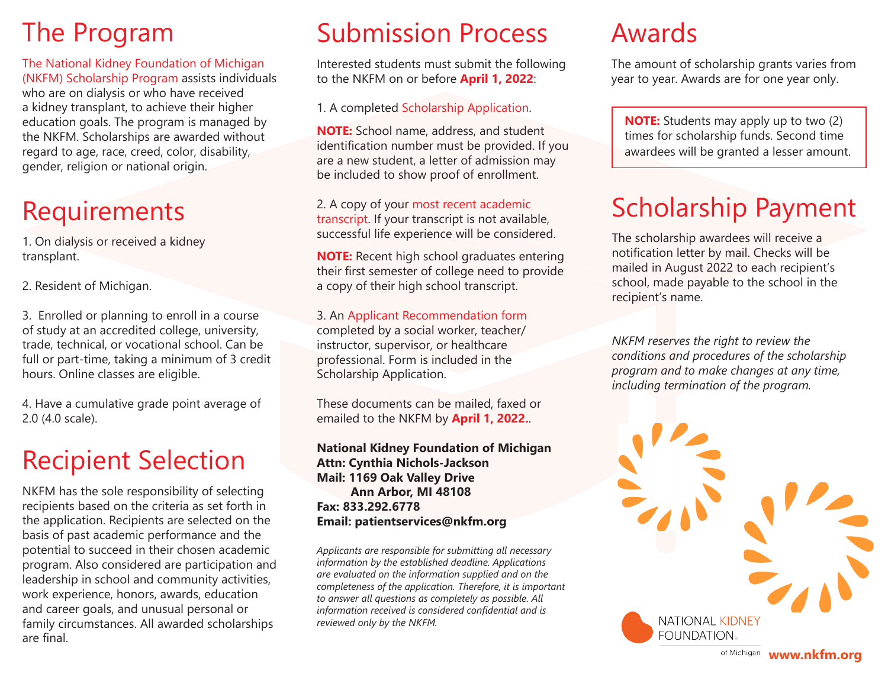# The Program

The National Kidney Foundation of Michigan (NKFM) Scholarship Program assists individuals who are on dialysis or who have received a kidney transplant, to achieve their higher education goals. The program is managed by the NKFM. Scholarships are awarded without regard to age, race, creed, color, disability, gender, religion or national origin.

# Requirements

1. On dialysis or received a kidney transplant.

2. Resident of Michigan.

3. Enrolled or planning to enroll in a course of study at an accredited college, university, trade, technical, or vocational school. Can be full or part-time, taking a minimum of 3 credit hours. Online classes are eligible.

4. Have a cumulative grade point average of 2.0 (4.0 scale).

# Recipient Selection

NKFM has the sole responsibility of selecting recipients based on the criteria as set forth in the application. Recipients are selected on the basis of past academic performance and the potential to succeed in their chosen academic program. Also considered are participation and leadership in school and community activities, work experience, honors, awards, education and career goals, and unusual personal or family circumstances. All awarded scholarships are final.

# Submission Process

Interested students must submit the following to the NKFM on or before **April 1, 2022**:

1. A completed Scholarship Application.

**NOTE:** School name, address, and student identification number must be provided. If you are a new student, a letter of admission may be included to show proof of enrollment.

2. A copy of your most recent academic transcript. If your transcript is not available, successful life experience will be considered.

**NOTE:** Recent high school graduates entering their first semester of college need to provide a copy of their high school transcript.

3. An Applicant Recommendation form completed by a social worker, teacher/ instructor, supervisor, or healthcare professional. Form is included in the Scholarship Application.

These documents can be mailed, faxed or emailed to the NKFM by **April 1, 2022.**.

**National Kidney Foundation of Michigan**
**Attn: Cynthia Nichols-Jackson**
**Mail: 1169 Oak Valley Drive**
**Ann Arbor, MI 48108**
**Fax: 833.292.6778**
**Email: patientservices@nkfm.org**

*Applicants are responsible for submitting all necessary information by the established deadline. Applications are evaluated on the information supplied and on the completeness of the application. Therefore, it is important to answer all questions as completely as possible. All information received is considered confidential and is reviewed only by the NKFM.*

# Awards

The amount of scholarship grants varies from year to year. Awards are for one year only.

**NOTE:** Students may apply up to two (2) times for scholarship funds. Second time awardees will be granted a lesser amount.

# Scholarship Payment

The scholarship awardees will receive a notification letter by mail. Checks will be mailed in August 2022 to each recipient's school, made payable to the school in the recipient's name.

*NKFM reserves the right to review the conditions and procedures of the scholarship program and to make changes at any time, including termination of the program.*

NATIONAL KIDNEY FOUNDATION of Michigan

**www.nkfm.org**